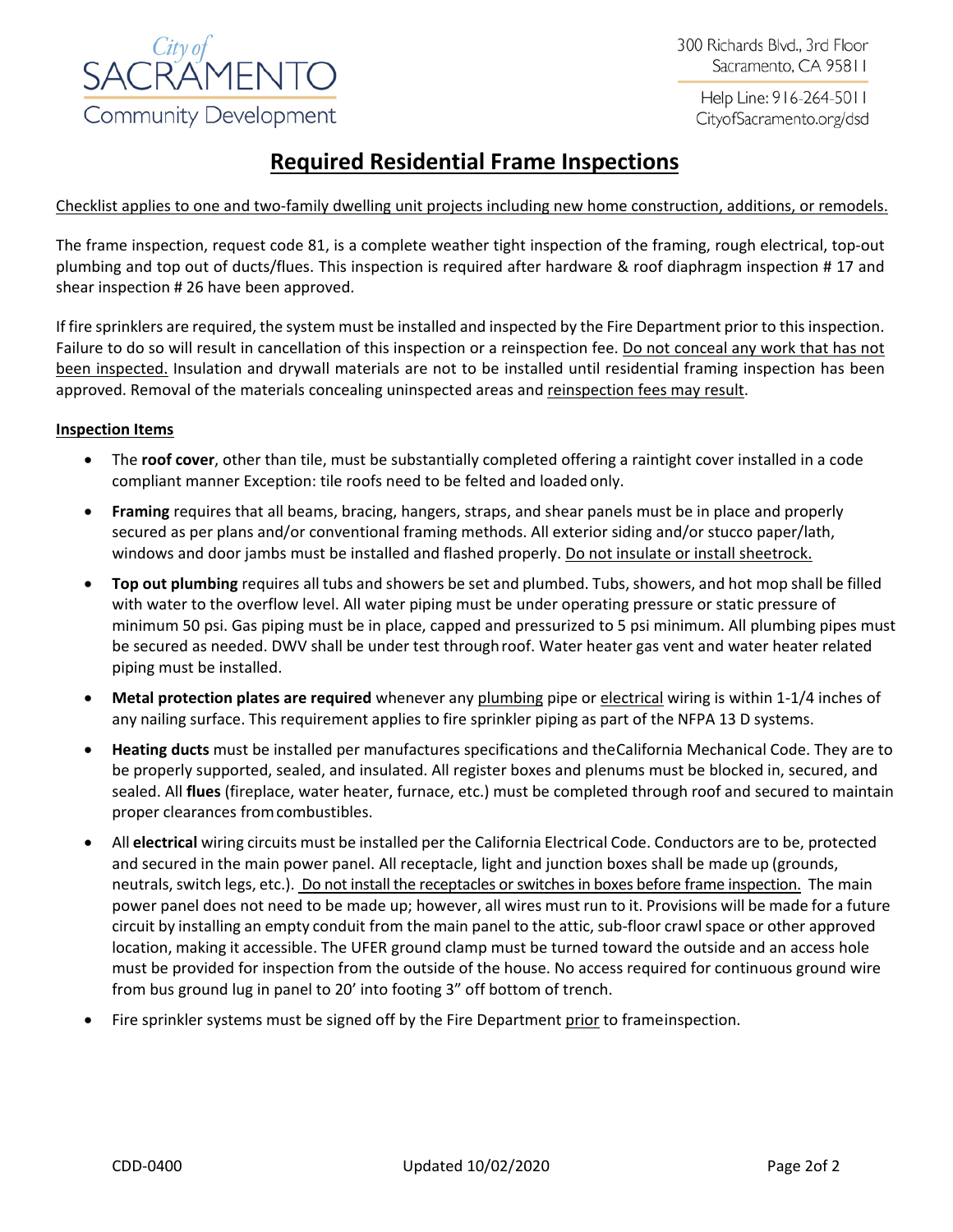City of SACRAMENTO Community Development

300 Richards Blvd., 3rd Floor
Sacramento, CA 95811

Help Line: 916-264-5011
CityofSacramento.org/dsd

# Required Residential Frame Inspections

Checklist applies to one and two-family dwelling unit projects including new home construction, additions, or remodels.

The frame inspection, request code 81, is a complete weather tight inspection of the framing, rough electrical, top-out plumbing and top out of ducts/flues. This inspection is required after hardware & roof diaphragm inspection # 17 and shear inspection # 26 have been approved.

If fire sprinklers are required, the system must be installed and inspected by the Fire Department prior to this inspection. Failure to do so will result in cancellation of this inspection or a reinspection fee. Do not conceal any work that has not been inspected. Insulation and drywall materials are not to be installed until residential framing inspection has been approved. Removal of the materials concealing uninspected areas and reinspection fees may result.

**Inspection Items**

- The **roof cover**, other than tile, must be substantially completed offering a raintight cover installed in a code compliant manner Exception: tile roofs need to be felted and loaded only.
- **Framing** requires that all beams, bracing, hangers, straps, and shear panels must be in place and properly secured as per plans and/or conventional framing methods. All exterior siding and/or stucco paper/lath, windows and door jambs must be installed and flashed properly. Do not insulate or install sheetrock.
- **Top out plumbing** requires all tubs and showers be set and plumbed. Tubs, showers, and hot mop shall be filled with water to the overflow level. All water piping must be under operating pressure or static pressure of minimum 50 psi. Gas piping must be in place, capped and pressurized to 5 psi minimum. All plumbing pipes must be secured as needed. DWV shall be under test through roof. Water heater gas vent and water heater related piping must be installed.
- **Metal protection plates are required** whenever any plumbing pipe or electrical wiring is within 1-1/4 inches of any nailing surface. This requirement applies to fire sprinkler piping as part of the NFPA 13 D systems.
- **Heating ducts** must be installed per manufactures specifications and the California Mechanical Code. They are to be properly supported, sealed, and insulated. All register boxes and plenums must be blocked in, secured, and sealed. All **flues** (fireplace, water heater, furnace, etc.) must be completed through roof and secured to maintain proper clearances from combustibles.
- All **electrical** wiring circuits must be installed per the California Electrical Code. Conductors are to be, protected and secured in the main power panel. All receptacle, light and junction boxes shall be made up (grounds, neutrals, switch legs, etc.). Do not install the receptacles or switches in boxes before frame inspection. The main power panel does not need to be made up; however, all wires must run to it. Provisions will be made for a future circuit by installing an empty conduit from the main panel to the attic, sub-floor crawl space or other approved location, making it accessible. The UFER ground clamp must be turned toward the outside and an access hole must be provided for inspection from the outside of the house. No access required for continuous ground wire from bus ground lug in panel to 20' into footing 3" off bottom of trench.
- Fire sprinkler systems must be signed off by the Fire Department prior to frame inspection.

CDD-0400 Updated 10/02/2020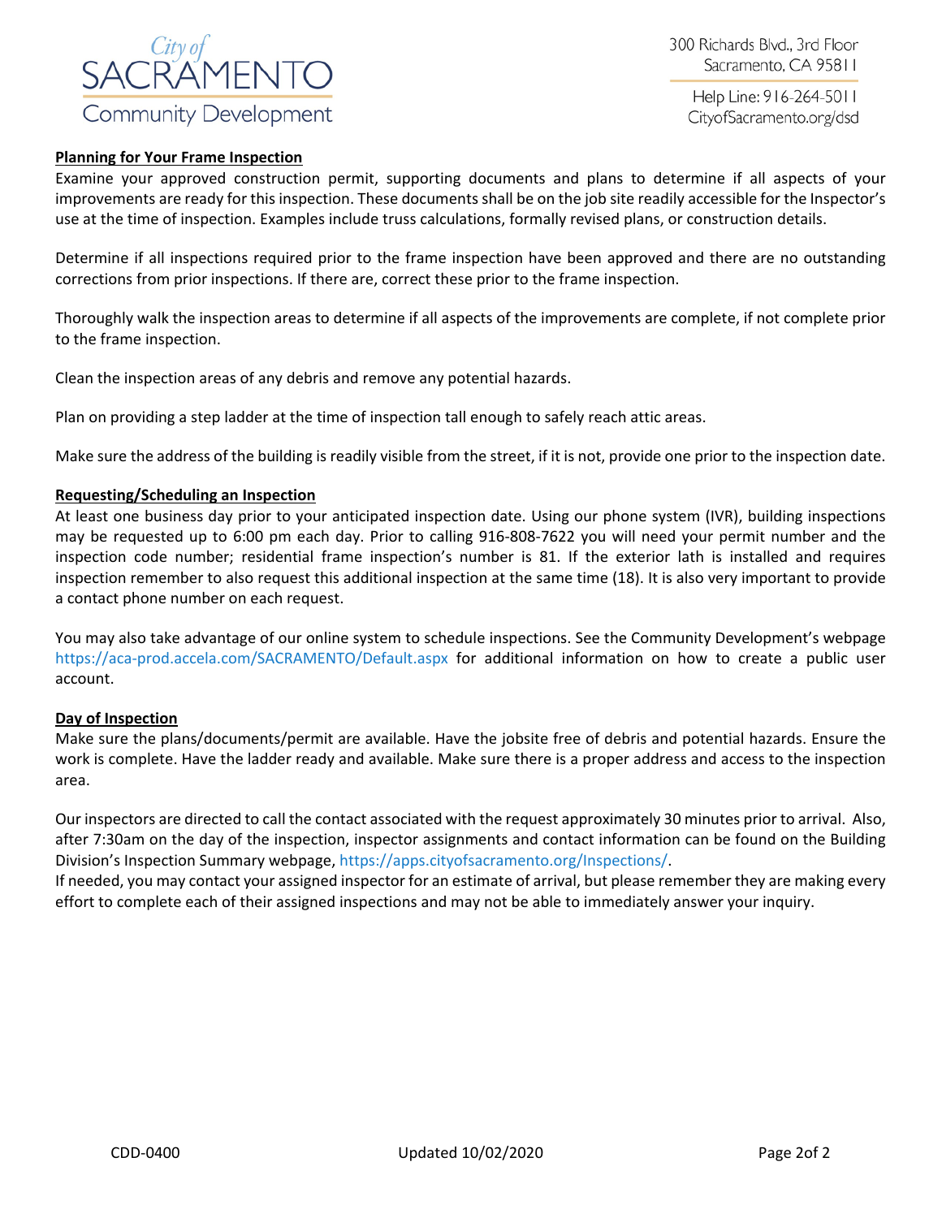### Planning for Your Frame Inspection

Examine your approved construction permit, supporting documents and plans to determine if all aspects of your improvements are ready for this inspection. These documents shall be on the job site readily accessible for the Inspector's use at the time of inspection. Examples include truss calculations, formally revised plans, or construction details.

Determine if all inspections required prior to the frame inspection have been approved and there are no outstanding corrections from prior inspections. If there are, correct these prior to the frame inspection.

Thoroughly walk the inspection areas to determine if all aspects of the improvements are complete, if not complete prior to the frame inspection.

Clean the inspection areas of any debris and remove any potential hazards.

Plan on providing a step ladder at the time of inspection tall enough to safely reach attic areas.

Make sure the address of the building is readily visible from the street, if it is not, provide one prior to the inspection date.

### Requesting/Scheduling an Inspection

At least one business day prior to your anticipated inspection date. Using our phone system (IVR), building inspections may be requested up to 6:00 pm each day. Prior to calling 916-808-7622 you will need your permit number and the inspection code number; residential frame inspection's number is 81. If the exterior lath is installed and requires inspection remember to also request this additional inspection at the same time (18). It is also very important to provide a contact phone number on each request.

You may also take advantage of our online system to schedule inspections. See the Community Development's webpage https://aca-prod.accela.com/SACRAMENTO/Default.aspx for additional information on how to create a public user account.

### Day of Inspection

Make sure the plans/documents/permit are available. Have the jobsite free of debris and potential hazards. Ensure the work is complete. Have the ladder ready and available. Make sure there is a proper address and access to the inspection area.

Our inspectors are directed to call the contact associated with the request approximately 30 minutes prior to arrival. Also, after 7:30am on the day of the inspection, inspector assignments and contact information can be found on the Building Division's Inspection Summary webpage, https://apps.cityofsacramento.org/Inspections/.

If needed, you may contact your assigned inspector for an estimate of arrival, but please remember they are making every effort to complete each of their assigned inspections and may not be able to immediately answer your inquiry.